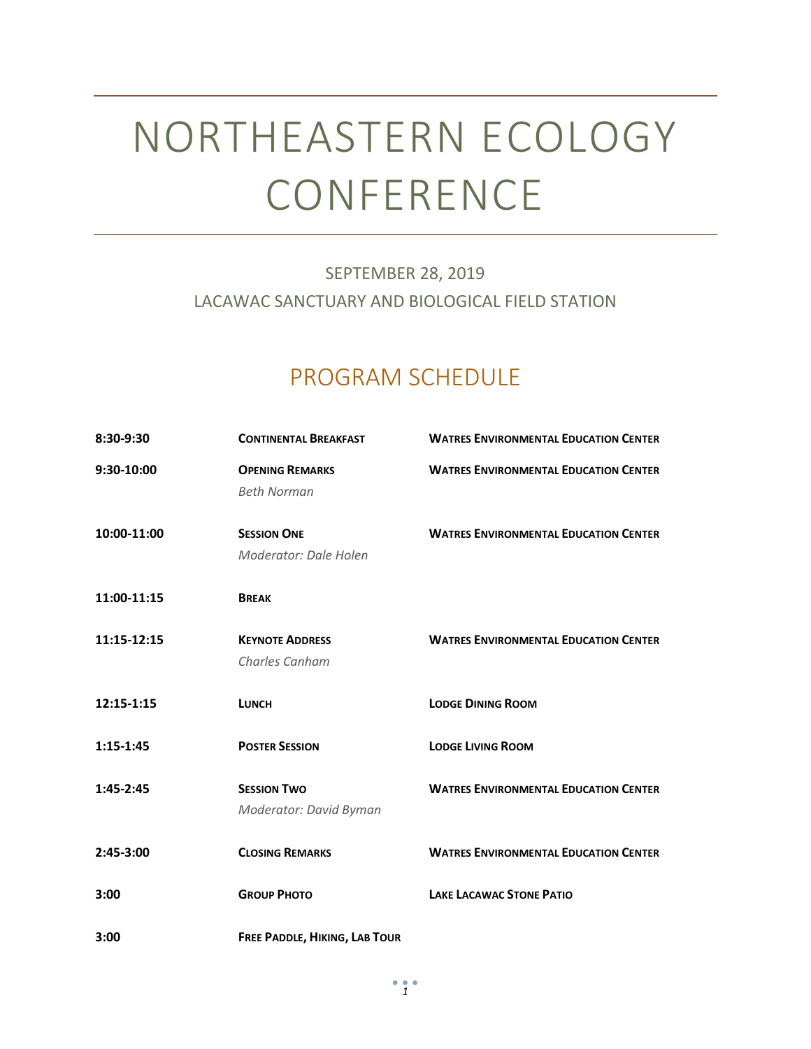# NORTHEASTERN ECOLOGY CONFERENCE

SEPTEMBER 28, 2019

LACAWAC SANCTUARY AND BIOLOGICAL FIELD STATION

## PROGRAM SCHEDULE

| | | |
|---|---|---|
| **8:30-9:30** | **CONTINENTAL BREAKFAST** | **WATRES ENVIRONMENTAL EDUCATION CENTER** |
| **9:30-10:00** | **OPENING REMARKS**<br>*Beth Norman* | **WATRES ENVIRONMENTAL EDUCATION CENTER** |
| **10:00-11:00** | **SESSION ONE**<br>*Moderator: Dale Holen* | **WATRES ENVIRONMENTAL EDUCATION CENTER** |
| **11:00-11:15** | **BREAK** | |
| **11:15-12:15** | **KEYNOTE ADDRESS**<br>*Charles Canham* | **WATRES ENVIRONMENTAL EDUCATION CENTER** |
| **12:15-1:15** | **LUNCH** | **LODGE DINING ROOM** |
| **1:15-1:45** | **POSTER SESSION** | **LODGE LIVING ROOM** |
| **1:45-2:45** | **SESSION TWO**<br>*Moderator: David Byman* | **WATRES ENVIRONMENTAL EDUCATION CENTER** |
| **2:45-3:00** | **CLOSING REMARKS** | **WATRES ENVIRONMENTAL EDUCATION CENTER** |
| **3:00** | **GROUP PHOTO** | **LAKE LACAWAC STONE PATIO** |
| **3:00** | **FREE PADDLE, HIKING, LAB TOUR** | |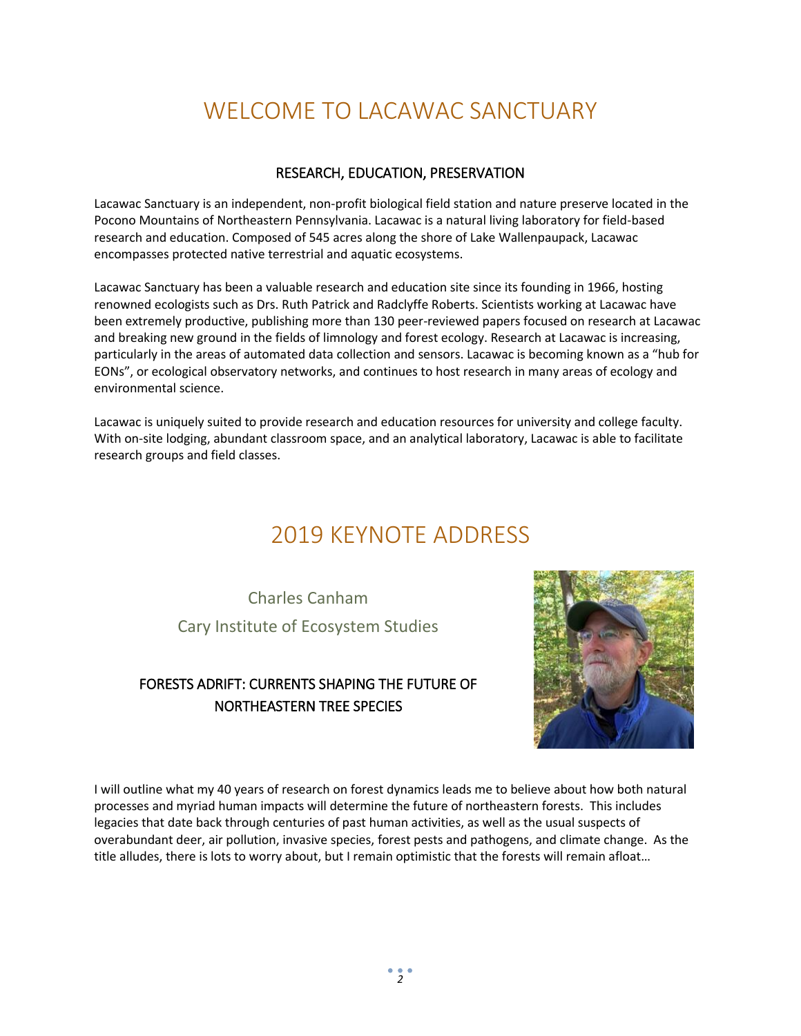# WELCOME TO LACAWAC SANCTUARY

## RESEARCH, EDUCATION, PRESERVATION

Lacawac Sanctuary is an independent, non-profit biological field station and nature preserve located in the Pocono Mountains of Northeastern Pennsylvania. Lacawac is a natural living laboratory for field-based research and education. Composed of 545 acres along the shore of Lake Wallenpaupack, Lacawac encompasses protected native terrestrial and aquatic ecosystems.

Lacawac Sanctuary has been a valuable research and education site since its founding in 1966, hosting renowned ecologists such as Drs. Ruth Patrick and Radclyffe Roberts. Scientists working at Lacawac have been extremely productive, publishing more than 130 peer-reviewed papers focused on research at Lacawac and breaking new ground in the fields of limnology and forest ecology. Research at Lacawac is increasing, particularly in the areas of automated data collection and sensors. Lacawac is becoming known as a "hub for EONs", or ecological observatory networks, and continues to host research in many areas of ecology and environmental science.

Lacawac is uniquely suited to provide research and education resources for university and college faculty. With on-site lodging, abundant classroom space, and an analytical laboratory, Lacawac is able to facilitate research groups and field classes.

# 2019 KEYNOTE ADDRESS

Charles Canham

Cary Institute of Ecosystem Studies

## FORESTS ADRIFT: CURRENTS SHAPING THE FUTURE OF NORTHEASTERN TREE SPECIES

I will outline what my 40 years of research on forest dynamics leads me to believe about how both natural processes and myriad human impacts will determine the future of northeastern forests. This includes legacies that date back through centuries of past human activities, as well as the usual suspects of overabundant deer, air pollution, invasive species, forest pests and pathogens, and climate change. As the title alludes, there is lots to worry about, but I remain optimistic that the forests will remain afloat…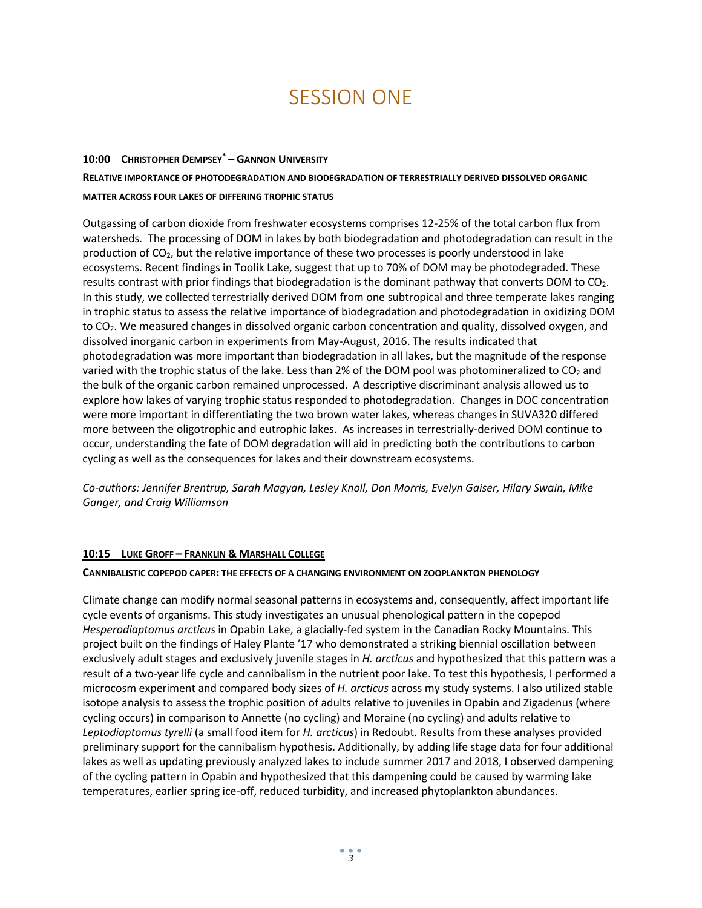# SESSION ONE

**10:00 CHRISTOPHER DEMPSEY* – GANNON UNIVERSITY**

**RELATIVE IMPORTANCE OF PHOTODEGRADATION AND BIODEGRADATION OF TERRESTRIALLY DERIVED DISSOLVED ORGANIC MATTER ACROSS FOUR LAKES OF DIFFERING TROPHIC STATUS**

Outgassing of carbon dioxide from freshwater ecosystems comprises 12-25% of the total carbon flux from watersheds. The processing of DOM in lakes by both biodegradation and photodegradation can result in the production of $CO_2$, but the relative importance of these two processes is poorly understood in lake ecosystems. Recent findings in Toolik Lake, suggest that up to 70% of DOM may be photodegraded. These results contrast with prior findings that biodegradation is the dominant pathway that converts DOM to $CO_2$. In this study, we collected terrestrially derived DOM from one subtropical and three temperate lakes ranging in trophic status to assess the relative importance of biodegradation and photodegradation in oxidizing DOM to $CO_2$. We measured changes in dissolved organic carbon concentration and quality, dissolved oxygen, and dissolved inorganic carbon in experiments from May-August, 2016. The results indicated that photodegradation was more important than biodegradation in all lakes, but the magnitude of the response varied with the trophic status of the lake. Less than 2% of the DOM pool was photomineralized to $CO_2$ and the bulk of the organic carbon remained unprocessed. A descriptive discriminant analysis allowed us to explore how lakes of varying trophic status responded to photodegradation. Changes in DOC concentration were more important in differentiating the two brown water lakes, whereas changes in SUVA320 differed more between the oligotrophic and eutrophic lakes. As increases in terrestrially-derived DOM continue to occur, understanding the fate of DOM degradation will aid in predicting both the contributions to carbon cycling as well as the consequences for lakes and their downstream ecosystems.

*Co-authors: Jennifer Brentrup, Sarah Magyan, Lesley Knoll, Don Morris, Evelyn Gaiser, Hilary Swain, Mike Ganger, and Craig Williamson*

**10:15 LUKE GROFF – FRANKLIN & MARSHALL COLLEGE**

**CANNIBALISTIC COPEPOD CAPER: THE EFFECTS OF A CHANGING ENVIRONMENT ON ZOOPLANKTON PHENOLOGY**

Climate change can modify normal seasonal patterns in ecosystems and, consequently, affect important life cycle events of organisms. This study investigates an unusual phenological pattern in the copepod *Hesperodiaptomus arcticus* in Opabin Lake, a glacially-fed system in the Canadian Rocky Mountains. This project built on the findings of Haley Plante '17 who demonstrated a striking biennial oscillation between exclusively adult stages and exclusively juvenile stages in *H. arcticus* and hypothesized that this pattern was a result of a two-year life cycle and cannibalism in the nutrient poor lake. To test this hypothesis, I performed a microcosm experiment and compared body sizes of *H. arcticus* across my study systems. I also utilized stable isotope analysis to assess the trophic position of adults relative to juveniles in Opabin and Zigadenus (where cycling occurs) in comparison to Annette (no cycling) and Moraine (no cycling) and adults relative to *Leptodiaptomus tyrelli* (a small food item for *H. arcticus*) in Redoubt. Results from these analyses provided preliminary support for the cannibalism hypothesis. Additionally, by adding life stage data for four additional lakes as well as updating previously analyzed lakes to include summer 2017 and 2018, I observed dampening of the cycling pattern in Opabin and hypothesized that this dampening could be caused by warming lake temperatures, earlier spring ice-off, reduced turbidity, and increased phytoplankton abundances.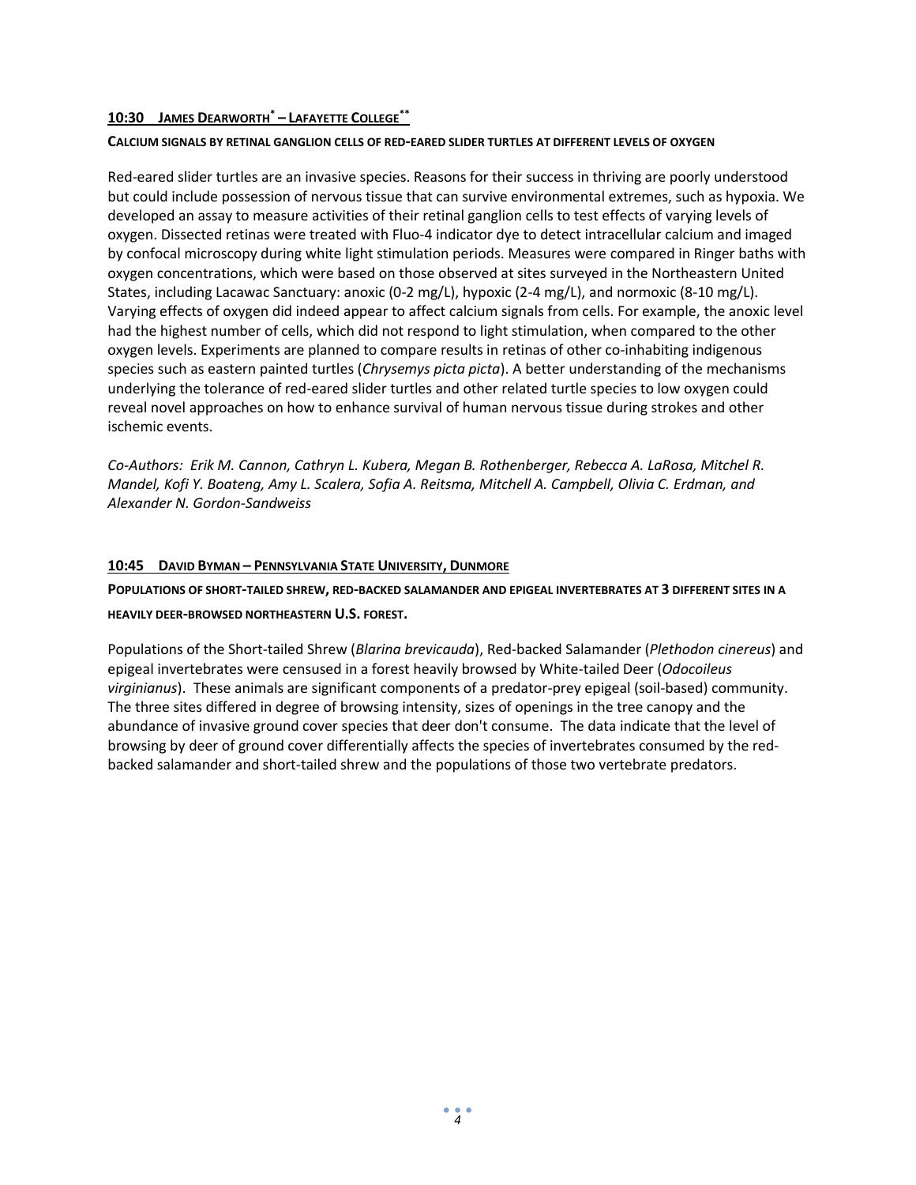**10:30 JAMES DEARWORTH* – LAFAYETTE COLLEGE****

**CALCIUM SIGNALS BY RETINAL GANGLION CELLS OF RED-EARED SLIDER TURTLES AT DIFFERENT LEVELS OF OXYGEN**

Red-eared slider turtles are an invasive species. Reasons for their success in thriving are poorly understood but could include possession of nervous tissue that can survive environmental extremes, such as hypoxia. We developed an assay to measure activities of their retinal ganglion cells to test effects of varying levels of oxygen. Dissected retinas were treated with Fluo-4 indicator dye to detect intracellular calcium and imaged by confocal microscopy during white light stimulation periods. Measures were compared in Ringer baths with oxygen concentrations, which were based on those observed at sites surveyed in the Northeastern United States, including Lacawac Sanctuary: anoxic (0-2 mg/L), hypoxic (2-4 mg/L), and normoxic (8-10 mg/L). Varying effects of oxygen did indeed appear to affect calcium signals from cells. For example, the anoxic level had the highest number of cells, which did not respond to light stimulation, when compared to the other oxygen levels. Experiments are planned to compare results in retinas of other co-inhabiting indigenous species such as eastern painted turtles (*Chrysemys picta picta*). A better understanding of the mechanisms underlying the tolerance of red-eared slider turtles and other related turtle species to low oxygen could reveal novel approaches on how to enhance survival of human nervous tissue during strokes and other ischemic events.

*Co-Authors: Erik M. Cannon, Cathryn L. Kubera, Megan B. Rothenberger, Rebecca A. LaRosa, Mitchel R. Mandel, Kofi Y. Boateng, Amy L. Scalera, Sofia A. Reitsma, Mitchell A. Campbell, Olivia C. Erdman, and Alexander N. Gordon-Sandweiss*

**10:45 DAVID BYMAN – PENNSYLVANIA STATE UNIVERSITY, DUNMORE**

**POPULATIONS OF SHORT-TAILED SHREW, RED-BACKED SALAMANDER AND EPIGEAL INVERTEBRATES AT 3 DIFFERENT SITES IN A HEAVILY DEER-BROWSED NORTHEASTERN U.S. FOREST.**

Populations of the Short-tailed Shrew (*Blarina brevicauda*), Red-backed Salamander (*Plethodon cinereus*) and epigeal invertebrates were censused in a forest heavily browsed by White-tailed Deer (*Odocoileus virginianus*). These animals are significant components of a predator-prey epigeal (soil-based) community. The three sites differed in degree of browsing intensity, sizes of openings in the tree canopy and the abundance of invasive ground cover species that deer don't consume. The data indicate that the level of browsing by deer of ground cover differentially affects the species of invertebrates consumed by the red-backed salamander and short-tailed shrew and the populations of those two vertebrate predators.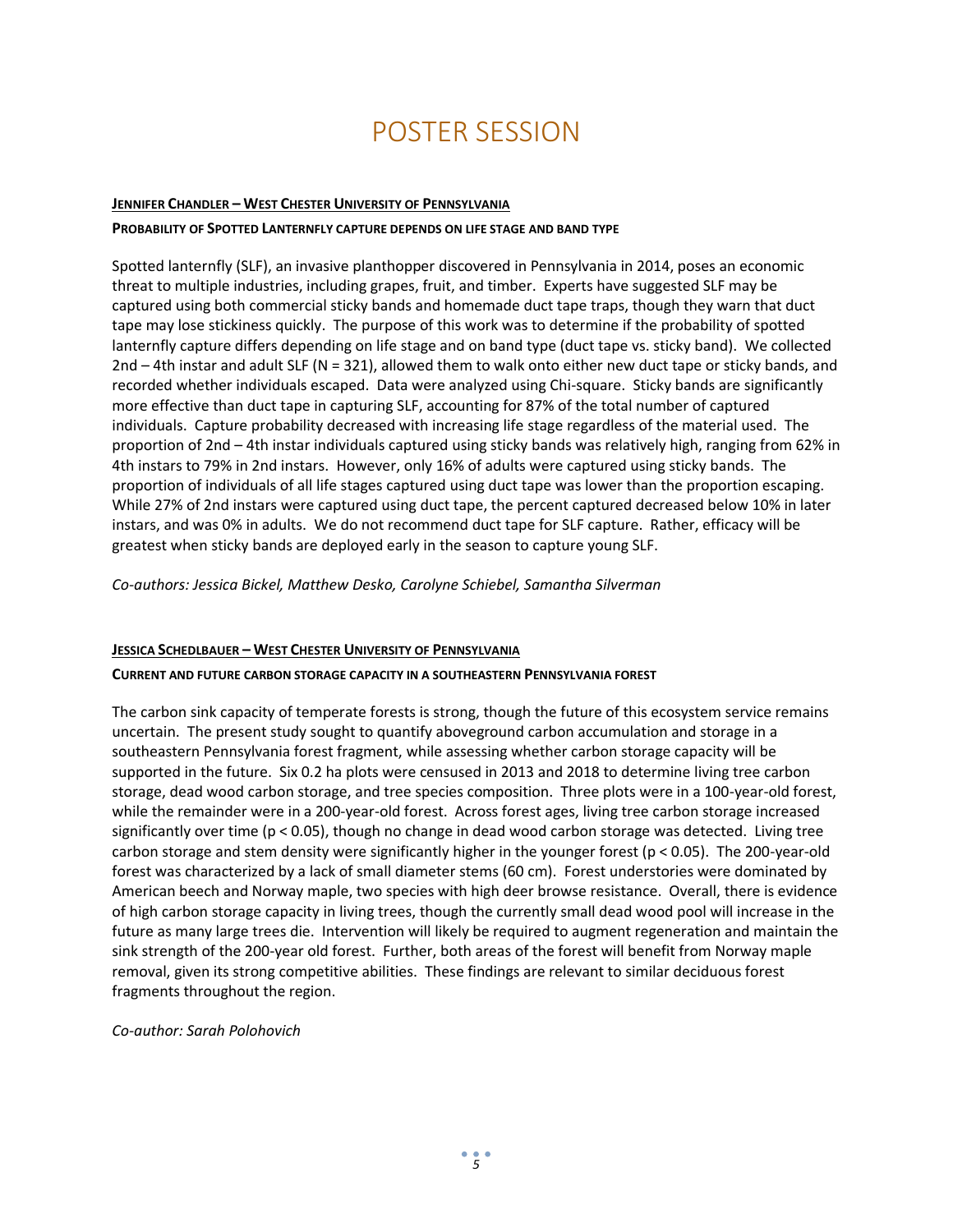# POSTER SESSION

**JENNIFER CHANDLER – WEST CHESTER UNIVERSITY OF PENNSYLVANIA**

**PROBABILITY OF SPOTTED LANTERNFLY CAPTURE DEPENDS ON LIFE STAGE AND BAND TYPE**

Spotted lanternfly (SLF), an invasive planthopper discovered in Pennsylvania in 2014, poses an economic threat to multiple industries, including grapes, fruit, and timber. Experts have suggested SLF may be captured using both commercial sticky bands and homemade duct tape traps, though they warn that duct tape may lose stickiness quickly. The purpose of this work was to determine if the probability of spotted lanternfly capture differs depending on life stage and on band type (duct tape vs. sticky band). We collected 2nd – 4th instar and adult SLF ($N = 321$), allowed them to walk onto either new duct tape or sticky bands, and recorded whether individuals escaped. Data were analyzed using Chi-square. Sticky bands are significantly more effective than duct tape in capturing SLF, accounting for 87% of the total number of captured individuals. Capture probability decreased with increasing life stage regardless of the material used. The proportion of 2nd – 4th instar individuals captured using sticky bands was relatively high, ranging from 62% in 4th instars to 79% in 2nd instars. However, only 16% of adults were captured using sticky bands. The proportion of individuals of all life stages captured using duct tape was lower than the proportion escaping. While 27% of 2nd instars were captured using duct tape, the percent captured decreased below 10% in later instars, and was 0% in adults. We do not recommend duct tape for SLF capture. Rather, efficacy will be greatest when sticky bands are deployed early in the season to capture young SLF.

*Co-authors: Jessica Bickel, Matthew Desko, Carolyne Schiebel, Samantha Silverman*

**JESSICA SCHEDLBAUER – WEST CHESTER UNIVERSITY OF PENNSYLVANIA**

**CURRENT AND FUTURE CARBON STORAGE CAPACITY IN A SOUTHEASTERN PENNSYLVANIA FOREST**

The carbon sink capacity of temperate forests is strong, though the future of this ecosystem service remains uncertain. The present study sought to quantify aboveground carbon accumulation and storage in a southeastern Pennsylvania forest fragment, while assessing whether carbon storage capacity will be supported in the future. Six 0.2 ha plots were censused in 2013 and 2018 to determine living tree carbon storage, dead wood carbon storage, and tree species composition. Three plots were in a 100-year-old forest, while the remainder were in a 200-year-old forest. Across forest ages, living tree carbon storage increased significantly over time ($p < 0.05$), though no change in dead wood carbon storage was detected. Living tree carbon storage and stem density were significantly higher in the younger forest ($p < 0.05$). The 200-year-old forest was characterized by a lack of small diameter stems (60 cm). Forest understories were dominated by American beech and Norway maple, two species with high deer browse resistance. Overall, there is evidence of high carbon storage capacity in living trees, though the currently small dead wood pool will increase in the future as many large trees die. Intervention will likely be required to augment regeneration and maintain the sink strength of the 200-year old forest. Further, both areas of the forest will benefit from Norway maple removal, given its strong competitive abilities. These findings are relevant to similar deciduous forest fragments throughout the region.

*Co-author: Sarah Polohovich*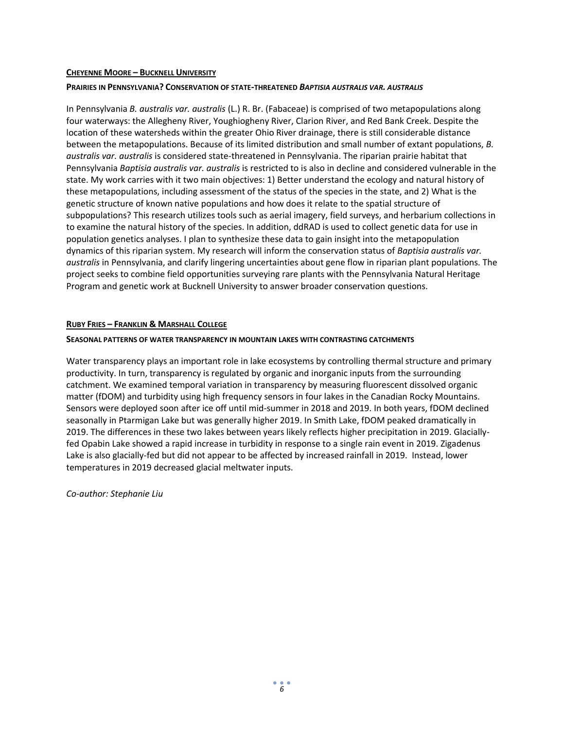### Cheyenne Moore – Bucknell University

#### Prairies in Pennsylvania? Conservation of state-threatened *Baptisia australis var. australis*

In Pennsylvania *B. australis var. australis* (L.) R. Br. (Fabaceae) is comprised of two metapopulations along four waterways: the Allegheny River, Youghiogheny River, Clarion River, and Red Bank Creek. Despite the location of these watersheds within the greater Ohio River drainage, there is still considerable distance between the metapopulations. Because of its limited distribution and small number of extant populations, *B. australis var. australis* is considered state-threatened in Pennsylvania. The riparian prairie habitat that Pennsylvania *Baptisia australis var. australis* is restricted to is also in decline and considered vulnerable in the state. My work carries with it two main objectives: 1) Better understand the ecology and natural history of these metapopulations, including assessment of the status of the species in the state, and 2) What is the genetic structure of known native populations and how does it relate to the spatial structure of subpopulations? This research utilizes tools such as aerial imagery, field surveys, and herbarium collections in to examine the natural history of the species. In addition, ddRAD is used to collect genetic data for use in population genetics analyses. I plan to synthesize these data to gain insight into the metapopulation dynamics of this riparian system. My research will inform the conservation status of *Baptisia australis var. australis* in Pennsylvania, and clarify lingering uncertainties about gene flow in riparian plant populations. The project seeks to combine field opportunities surveying rare plants with the Pennsylvania Natural Heritage Program and genetic work at Bucknell University to answer broader conservation questions.

### Ruby Fries – Franklin & Marshall College

#### Seasonal patterns of water transparency in mountain lakes with contrasting catchments

Water transparency plays an important role in lake ecosystems by controlling thermal structure and primary productivity. In turn, transparency is regulated by organic and inorganic inputs from the surrounding catchment. We examined temporal variation in transparency by measuring fluorescent dissolved organic matter (fDOM) and turbidity using high frequency sensors in four lakes in the Canadian Rocky Mountains. Sensors were deployed soon after ice off until mid-summer in 2018 and 2019. In both years, fDOM declined seasonally in Ptarmigan Lake but was generally higher 2019. In Smith Lake, fDOM peaked dramatically in 2019. The differences in these two lakes between years likely reflects higher precipitation in 2019. Glacially-fed Opabin Lake showed a rapid increase in turbidity in response to a single rain event in 2019. Zigadenus Lake is also glacially-fed but did not appear to be affected by increased rainfall in 2019. Instead, lower temperatures in 2019 decreased glacial meltwater inputs.

*Co-author: Stephanie Liu*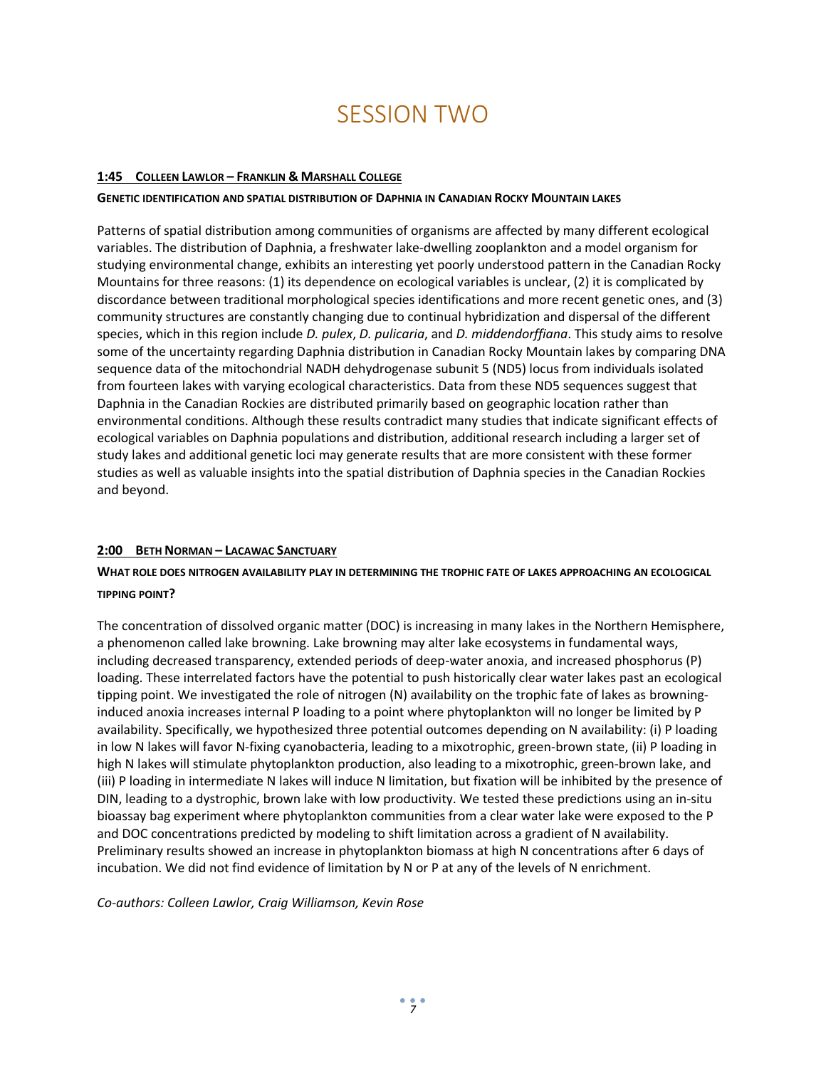# SESSION TWO

**1:45 COLLEEN LAWLOR – FRANKLIN & MARSHALL COLLEGE**

**GENETIC IDENTIFICATION AND SPATIAL DISTRIBUTION OF DAPHNIA IN CANADIAN ROCKY MOUNTAIN LAKES**

Patterns of spatial distribution among communities of organisms are affected by many different ecological variables. The distribution of Daphnia, a freshwater lake-dwelling zooplankton and a model organism for studying environmental change, exhibits an interesting yet poorly understood pattern in the Canadian Rocky Mountains for three reasons: (1) its dependence on ecological variables is unclear, (2) it is complicated by discordance between traditional morphological species identifications and more recent genetic ones, and (3) community structures are constantly changing due to continual hybridization and dispersal of the different species, which in this region include *D. pulex*, *D. pulicaria*, and *D. middendorffiana*. This study aims to resolve some of the uncertainty regarding Daphnia distribution in Canadian Rocky Mountain lakes by comparing DNA sequence data of the mitochondrial NADH dehydrogenase subunit 5 (ND5) locus from individuals isolated from fourteen lakes with varying ecological characteristics. Data from these ND5 sequences suggest that Daphnia in the Canadian Rockies are distributed primarily based on geographic location rather than environmental conditions. Although these results contradict many studies that indicate significant effects of ecological variables on Daphnia populations and distribution, additional research including a larger set of study lakes and additional genetic loci may generate results that are more consistent with these former studies as well as valuable insights into the spatial distribution of Daphnia species in the Canadian Rockies and beyond.

**2:00 BETH NORMAN – LACAWAC SANCTUARY**

**WHAT ROLE DOES NITROGEN AVAILABILITY PLAY IN DETERMINING THE TROPHIC FATE OF LAKES APPROACHING AN ECOLOGICAL TIPPING POINT?**

The concentration of dissolved organic matter (DOC) is increasing in many lakes in the Northern Hemisphere, a phenomenon called lake browning. Lake browning may alter lake ecosystems in fundamental ways, including decreased transparency, extended periods of deep-water anoxia, and increased phosphorus (P) loading. These interrelated factors have the potential to push historically clear water lakes past an ecological tipping point. We investigated the role of nitrogen (N) availability on the trophic fate of lakes as browning-induced anoxia increases internal P loading to a point where phytoplankton will no longer be limited by P availability. Specifically, we hypothesized three potential outcomes depending on N availability: (i) P loading in low N lakes will favor N-fixing cyanobacteria, leading to a mixotrophic, green-brown state, (ii) P loading in high N lakes will stimulate phytoplankton production, also leading to a mixotrophic, green-brown lake, and (iii) P loading in intermediate N lakes will induce N limitation, but fixation will be inhibited by the presence of DIN, leading to a dystrophic, brown lake with low productivity. We tested these predictions using an in-situ bioassay bag experiment where phytoplankton communities from a clear water lake were exposed to the P and DOC concentrations predicted by modeling to shift limitation across a gradient of N availability. Preliminary results showed an increase in phytoplankton biomass at high N concentrations after 6 days of incubation. We did not find evidence of limitation by N or P at any of the levels of N enrichment.

*Co-authors: Colleen Lawlor, Craig Williamson, Kevin Rose*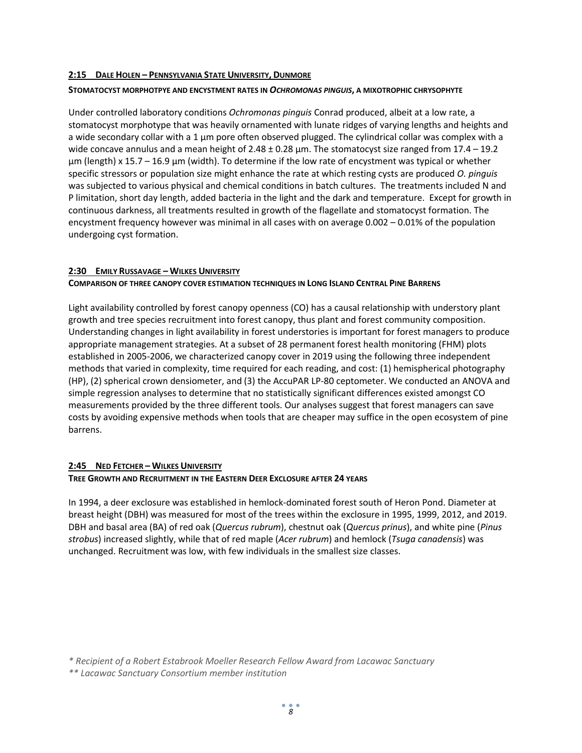**2:15 Dale Holen – Pennsylvania State University, Dunmore**

**STOMATOCYST MORPHOTPYE AND ENCYSTMENT RATES IN *OCHROMONAS PINGUIS*, A MIXOTROPHIC CHRYSOPHYTE**

Under controlled laboratory conditions *Ochromonas pinguis* Conrad produced, albeit at a low rate, a stomatocyst morphotype that was heavily ornamented with lunate ridges of varying lengths and heights and a wide secondary collar with a 1 µm pore often observed plugged. The cylindrical collar was complex with a wide concave annulus and a mean height of 2.48 ± 0.28 µm. The stomatocyst size ranged from 17.4 – 19.2 µm (length) x 15.7 – 16.9 µm (width). To determine if the low rate of encystment was typical or whether specific stressors or population size might enhance the rate at which resting cysts are produced *O. pinguis* was subjected to various physical and chemical conditions in batch cultures. The treatments included N and P limitation, short day length, added bacteria in the light and the dark and temperature. Except for growth in continuous darkness, all treatments resulted in growth of the flagellate and stomatocyst formation. The encystment frequency however was minimal in all cases with on average 0.002 – 0.01% of the population undergoing cyst formation.

**2:30 Emily Russavage – Wilkes University**

**COMPARISON OF THREE CANOPY COVER ESTIMATION TECHNIQUES IN LONG ISLAND CENTRAL PINE BARRENS**

Light availability controlled by forest canopy openness (CO) has a causal relationship with understory plant growth and tree species recruitment into forest canopy, thus plant and forest community composition. Understanding changes in light availability in forest understories is important for forest managers to produce appropriate management strategies. At a subset of 28 permanent forest health monitoring (FHM) plots established in 2005-2006, we characterized canopy cover in 2019 using the following three independent methods that varied in complexity, time required for each reading, and cost: (1) hemispherical photography (HP), (2) spherical crown densiometer, and (3) the AccuPAR LP-80 ceptometer. We conducted an ANOVA and simple regression analyses to determine that no statistically significant differences existed amongst CO measurements provided by the three different tools. Our analyses suggest that forest managers can save costs by avoiding expensive methods when tools that are cheaper may suffice in the open ecosystem of pine barrens.

**2:45 Ned Fetcher – Wilkes University**

**TREE GROWTH AND RECRUITMENT IN THE EASTERN DEER EXCLOSURE AFTER 24 YEARS**

In 1994, a deer exclosure was established in hemlock-dominated forest south of Heron Pond. Diameter at breast height (DBH) was measured for most of the trees within the exclosure in 1995, 1999, 2012, and 2019. DBH and basal area (BA) of red oak (*Quercus rubrum*), chestnut oak (*Quercus prinus*), and white pine (*Pinus strobus*) increased slightly, while that of red maple (*Acer rubrum*) and hemlock (*Tsuga canadensis*) was unchanged. Recruitment was low, with few individuals in the smallest size classes.

*\* Recipient of a Robert Estabrook Moeller Research Fellow Award from Lacawac Sanctuary*

*\*\* Lacawac Sanctuary Consortium member institution*